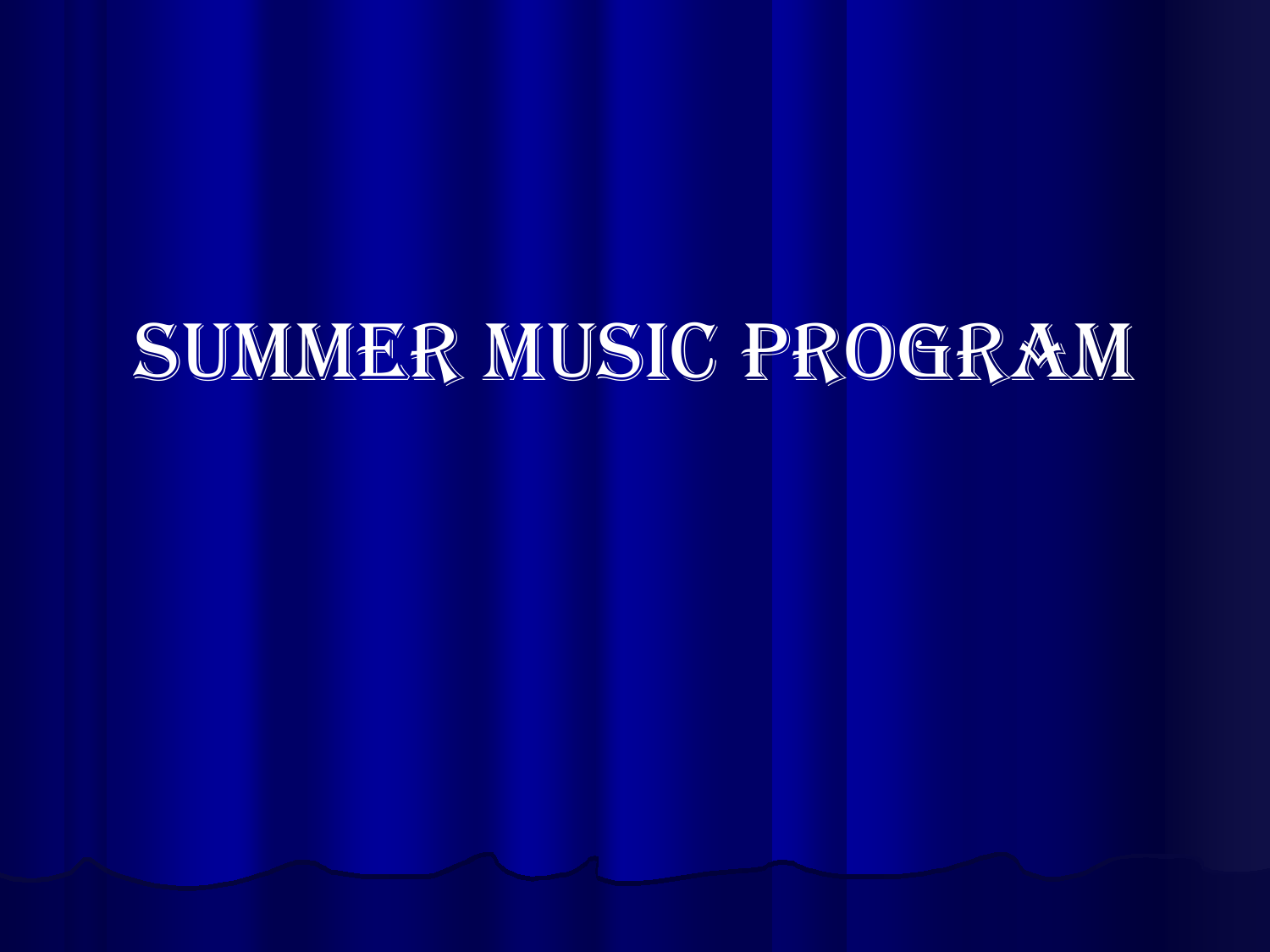# Summer Music Program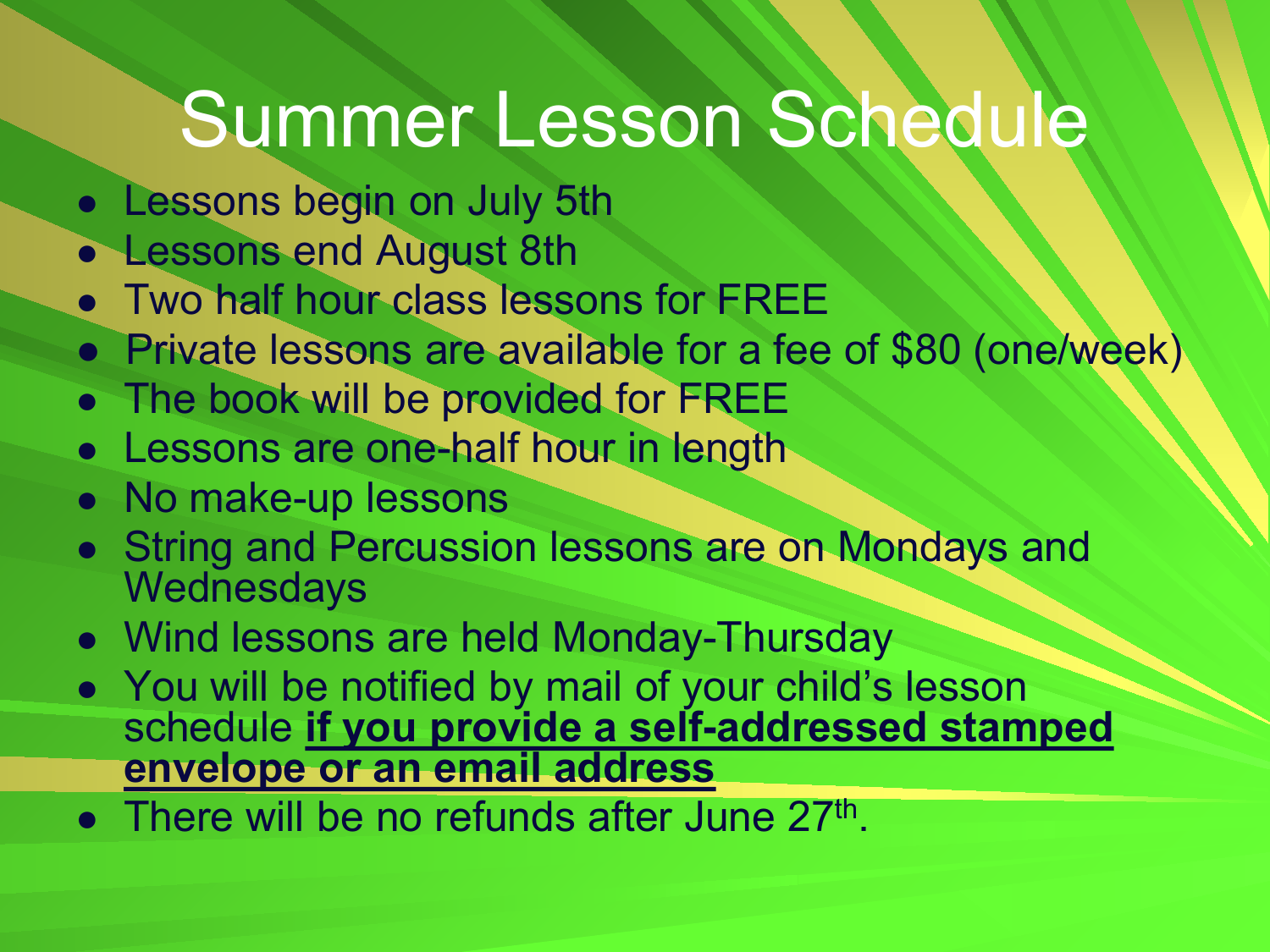# Summer Lesson Schedule

- Lessons begin on July 5th
- Lessons end August 8th
- Two half hour class lessons for FREE
- Private lessons are available for a fee of $80 (one/week)
- The book will be provided for FREE
- Lessons are one-half hour in length
- No make-up lessons
- String and Percussion lessons are on Mondays and Wednesdays
- Wind lessons are held Monday-Thursday
- You will be notified by mail of your child's lesson schedule **<u>if you provide a self-addressed stamped envelope or an email address</u>**
- There will be no refunds after June 27th.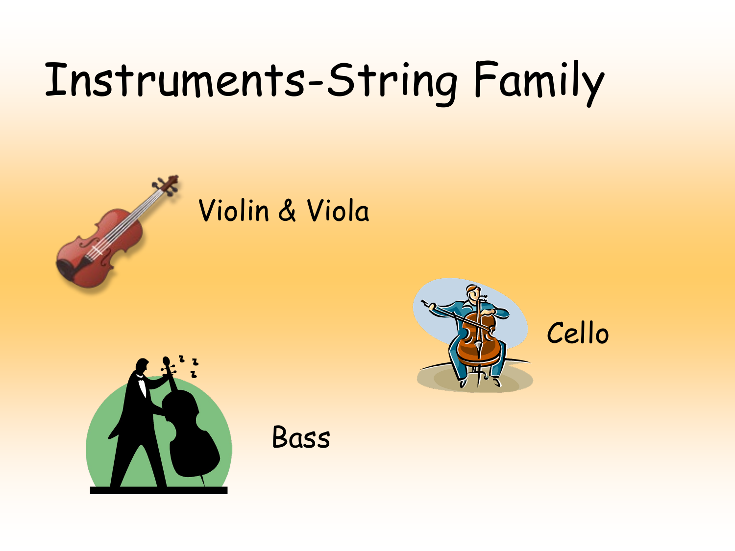# Instruments-String Family

Violin & Viola

Cello

Bass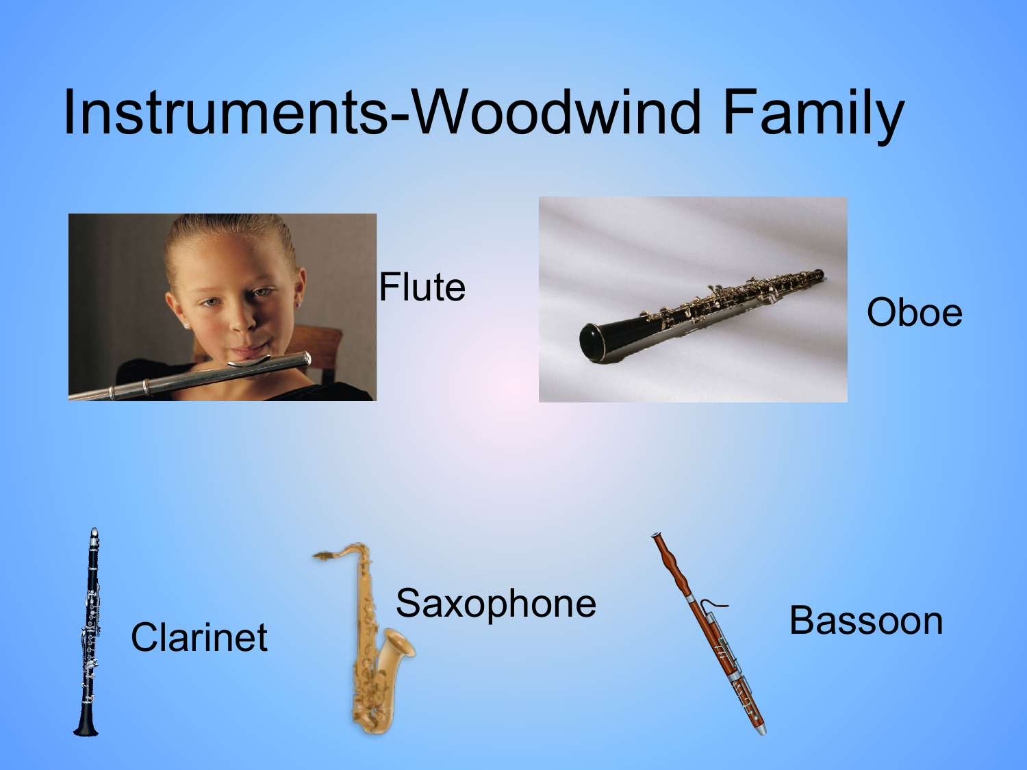# Instruments-Woodwind Family

Flute

Oboe

Clarinet

Saxophone

Bassoon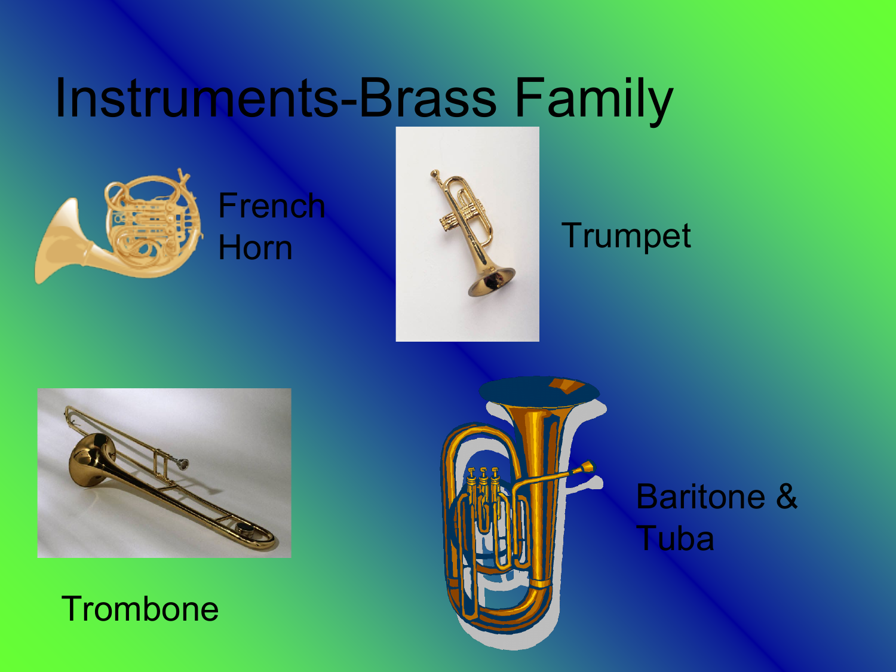# Instruments-Brass Family

French Horn

Trumpet

Trombone

Baritone & Tuba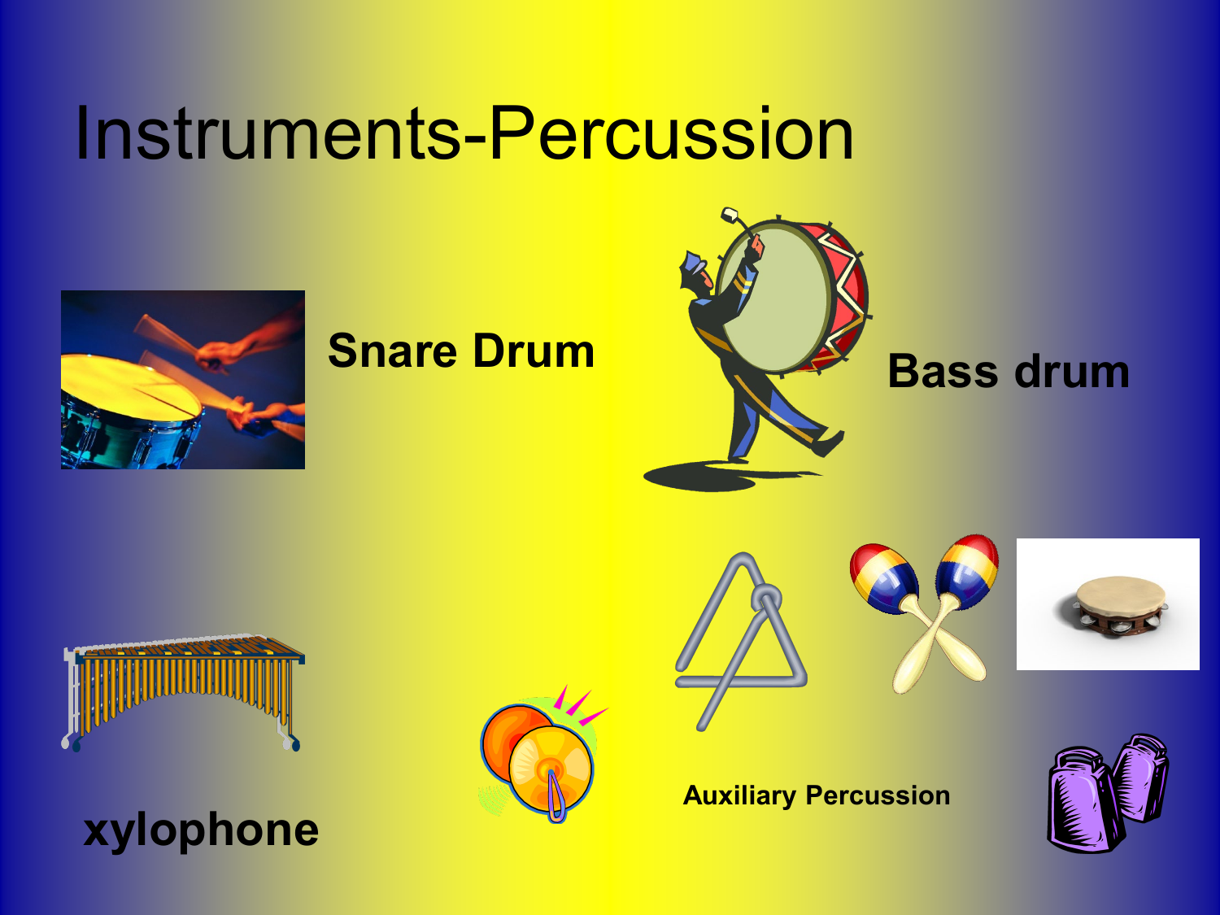# Instruments-Percussion

**Snare Drum**

**Bass drum**

**xylophone**

**Auxiliary Percussion**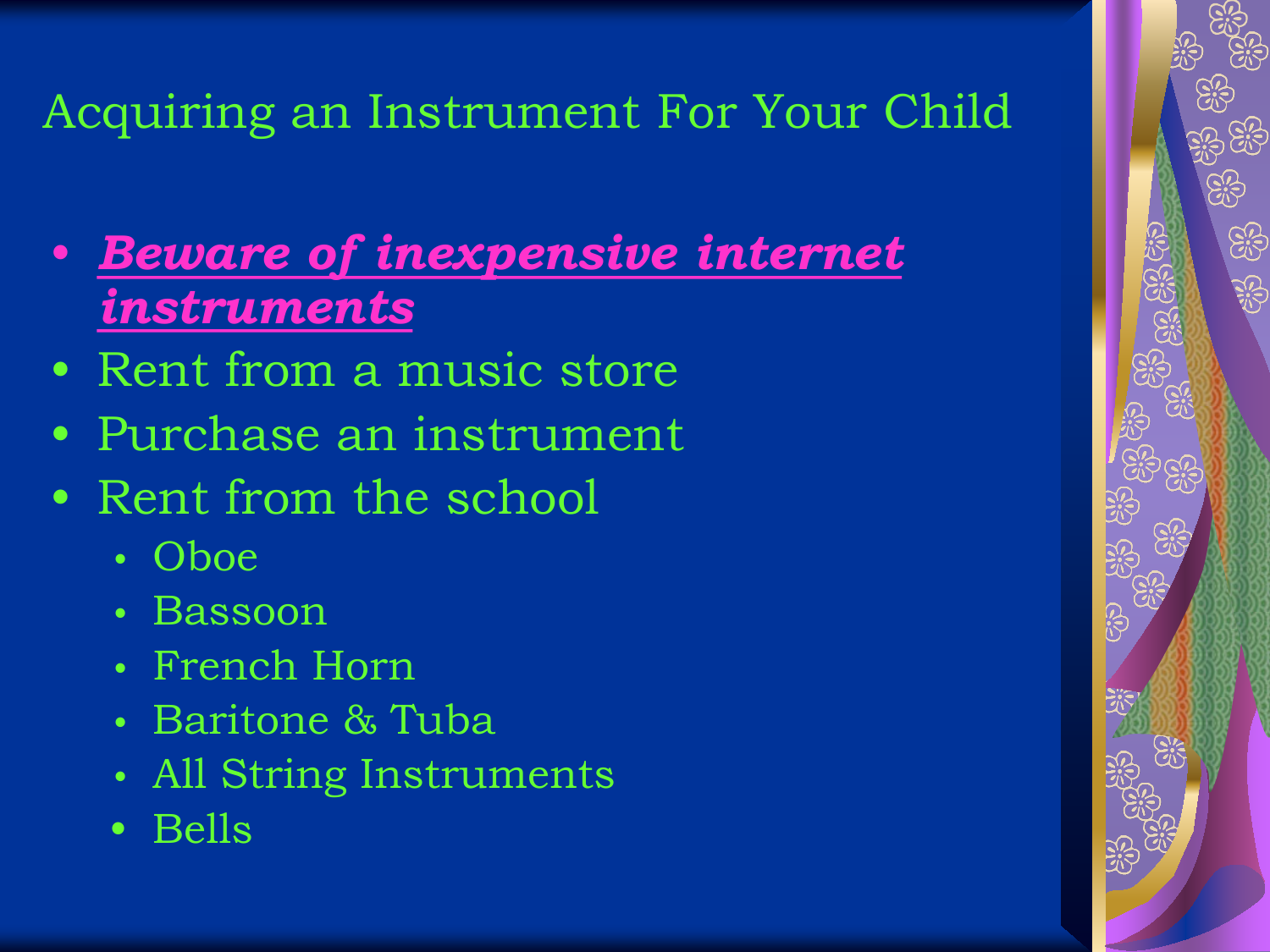# Acquiring an Instrument For Your Child

- ***Beware of inexpensive internet instruments***
- Rent from a music store
- Purchase an instrument
- Rent from the school
  - Oboe
  - Bassoon
  - French Horn
  - Baritone & Tuba
  - All String Instruments
  - Bells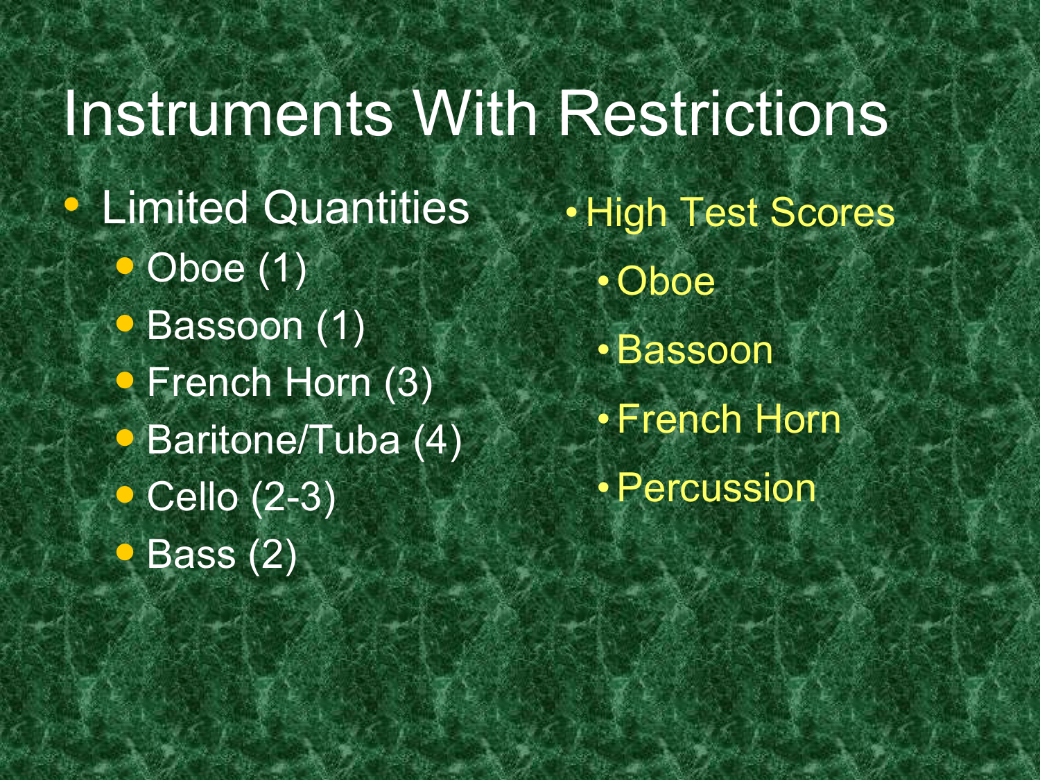# Instruments With Restrictions

- Limited Quantities
  - Oboe (1)
  - Bassoon (1)
  - French Horn (3)
  - Baritone/Tuba (4)
  - Cello (2-3)
  - Bass (2)

- High Test Scores
  - Oboe
  - Bassoon
  - French Horn
  - Percussion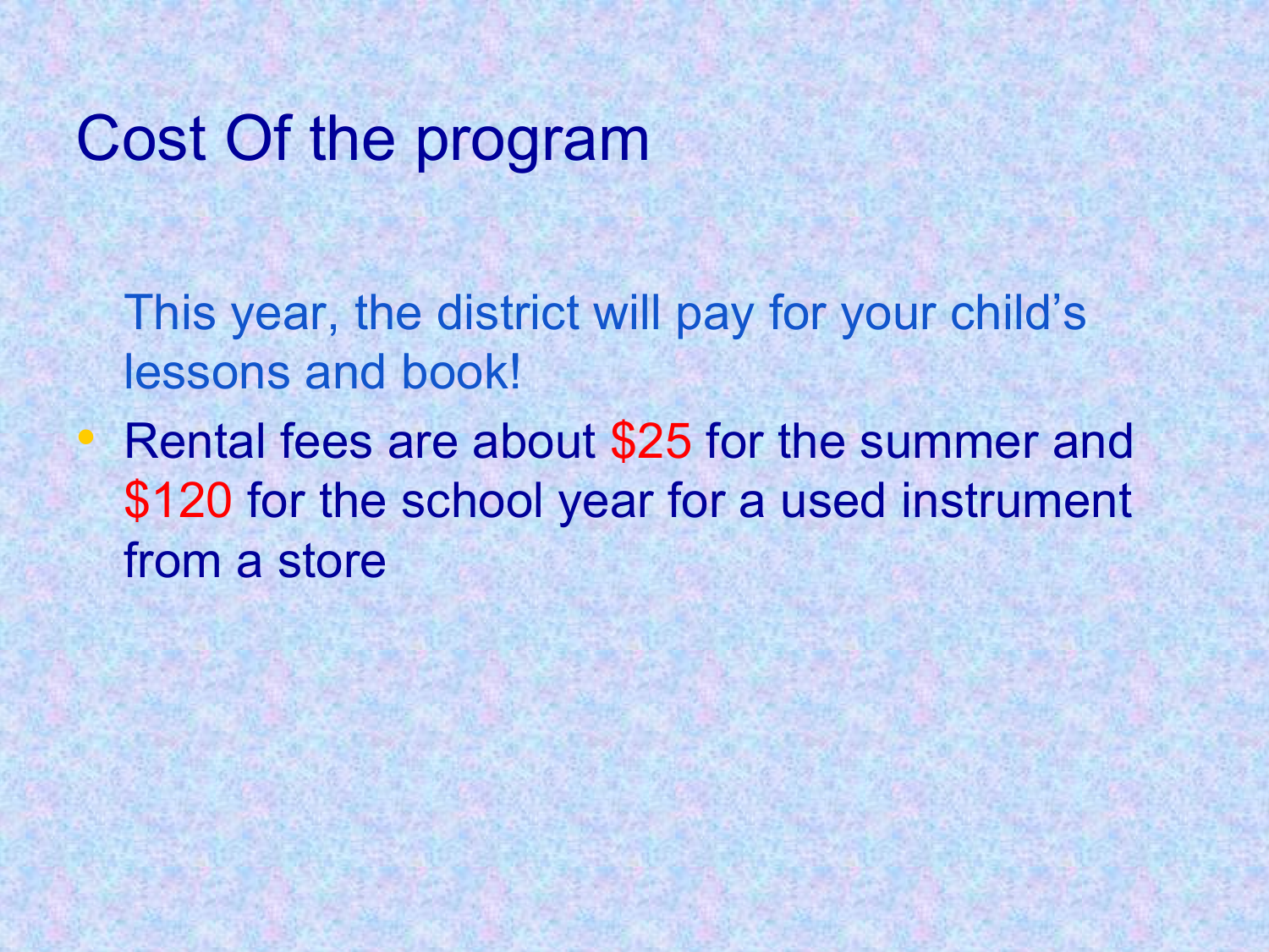# Cost Of the program

This year, the district will pay for your child's lessons and book!

- Rental fees are about $25 for the summer and $120 for the school year for a used instrument from a store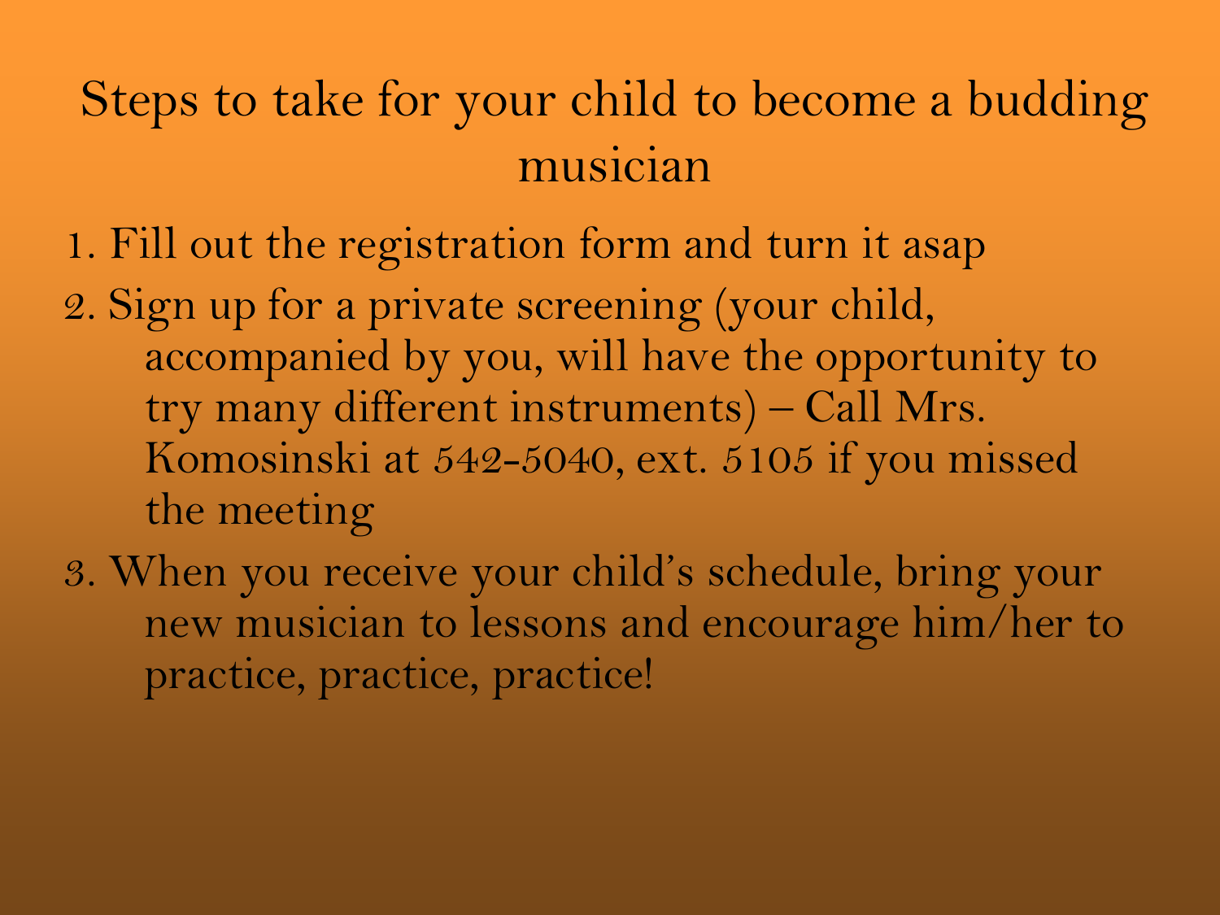# Steps to take for your child to become a budding musician

1. Fill out the registration form and turn it asap
2. Sign up for a private screening (your child, accompanied by you, will have the opportunity to try many different instruments) – Call Mrs. Komosinski at 542-5040, ext. 5105 if you missed the meeting
3. When you receive your child's schedule, bring your new musician to lessons and encourage him/her to practice, practice, practice!